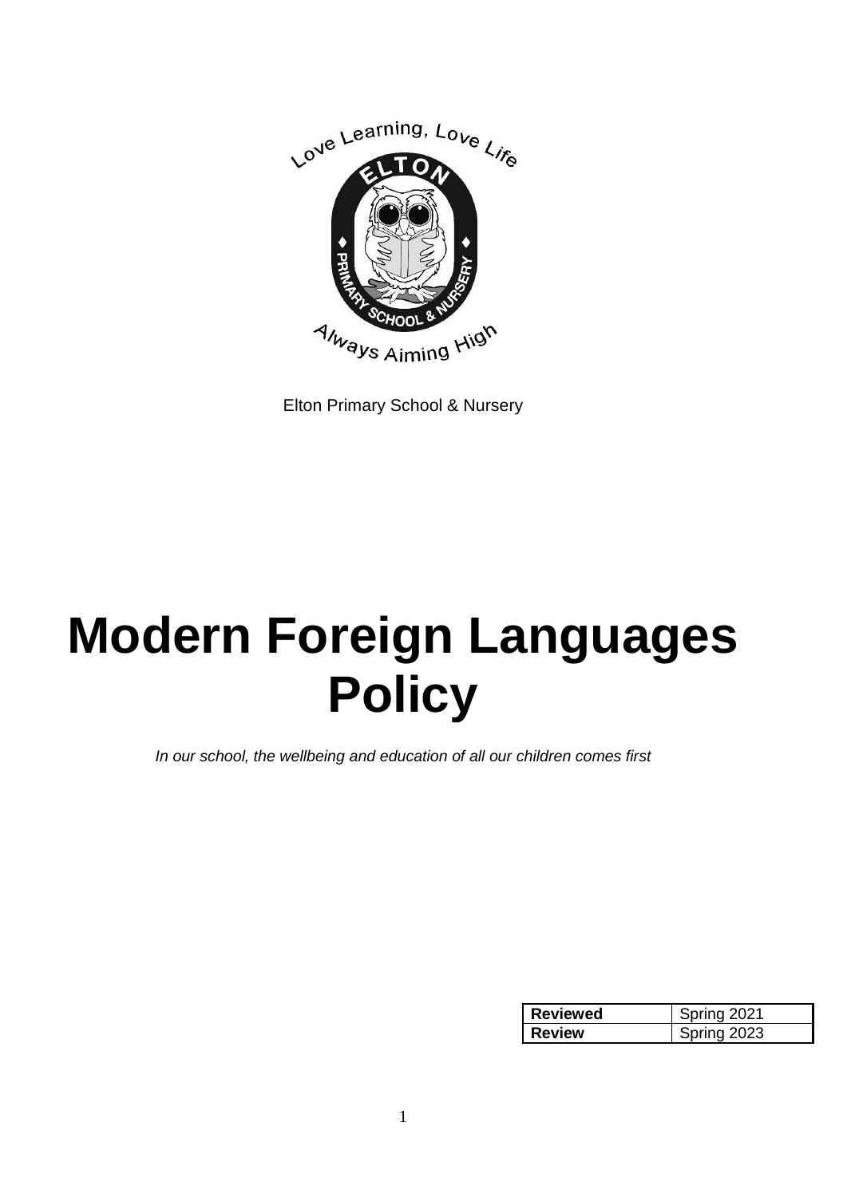Elton Primary School & Nursery

# Modern Foreign Languages Policy

*In our school, the wellbeing and education of all our children comes first*

| **Reviewed** | Spring 2021 |
|---|---|
| **Review** | Spring 2023 |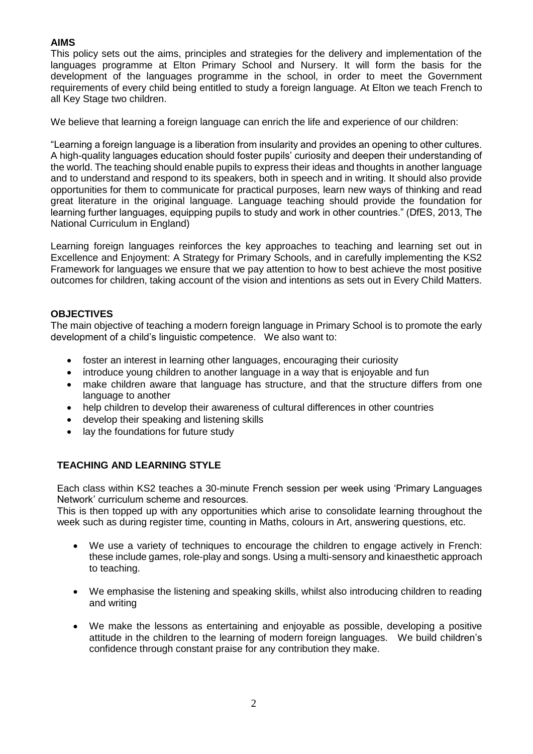## AIMS

This policy sets out the aims, principles and strategies for the delivery and implementation of the languages programme at Elton Primary School and Nursery. It will form the basis for the development of the languages programme in the school, in order to meet the Government requirements of every child being entitled to study a foreign language. At Elton we teach French to all Key Stage two children.

We believe that learning a foreign language can enrich the life and experience of our children:

"Learning a foreign language is a liberation from insularity and provides an opening to other cultures. A high-quality languages education should foster pupils' curiosity and deepen their understanding of the world. The teaching should enable pupils to express their ideas and thoughts in another language and to understand and respond to its speakers, both in speech and in writing. It should also provide opportunities for them to communicate for practical purposes, learn new ways of thinking and read great literature in the original language. Language teaching should provide the foundation for learning further languages, equipping pupils to study and work in other countries." (DfES, 2013, The National Curriculum in England)

Learning foreign languages reinforces the key approaches to teaching and learning set out in Excellence and Enjoyment: A Strategy for Primary Schools, and in carefully implementing the KS2 Framework for languages we ensure that we pay attention to how to best achieve the most positive outcomes for children, taking account of the vision and intentions as sets out in Every Child Matters.

## OBJECTIVES

The main objective of teaching a modern foreign language in Primary School is to promote the early development of a child's linguistic competence. We also want to:

- foster an interest in learning other languages, encouraging their curiosity
- introduce young children to another language in a way that is enjoyable and fun
- make children aware that language has structure, and that the structure differs from one language to another
- help children to develop their awareness of cultural differences in other countries
- develop their speaking and listening skills
- lay the foundations for future study

## TEACHING AND LEARNING STYLE

Each class within KS2 teaches a 30-minute French session per week using 'Primary Languages Network' curriculum scheme and resources.

This is then topped up with any opportunities which arise to consolidate learning throughout the week such as during register time, counting in Maths, colours in Art, answering questions, etc.

- We use a variety of techniques to encourage the children to engage actively in French: these include games, role-play and songs. Using a multi-sensory and kinaesthetic approach to teaching.

- We emphasise the listening and speaking skills, whilst also introducing children to reading and writing

- We make the lessons as entertaining and enjoyable as possible, developing a positive attitude in the children to the learning of modern foreign languages. We build children's confidence through constant praise for any contribution they make.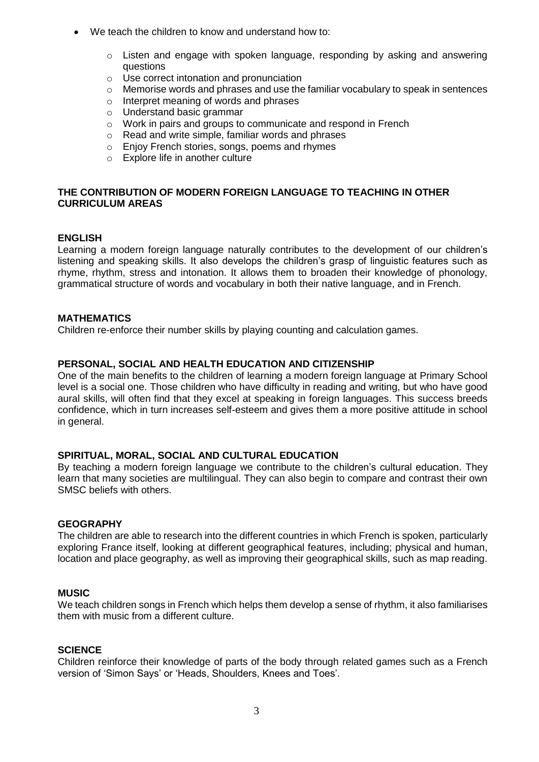- We teach the children to know and understand how to:
  - Listen and engage with spoken language, responding by asking and answering questions
  - Use correct intonation and pronunciation
  - Memorise words and phrases and use the familiar vocabulary to speak in sentences
  - Interpret meaning of words and phrases
  - Understand basic grammar
  - Work in pairs and groups to communicate and respond in French
  - Read and write simple, familiar words and phrases
  - Enjoy French stories, songs, poems and rhymes
  - Explore life in another culture

## THE CONTRIBUTION OF MODERN FOREIGN LANGUAGE TO TEACHING IN OTHER CURRICULUM AREAS

### ENGLISH

Learning a modern foreign language naturally contributes to the development of our children's listening and speaking skills. It also develops the children's grasp of linguistic features such as rhyme, rhythm, stress and intonation. It allows them to broaden their knowledge of phonology, grammatical structure of words and vocabulary in both their native language, and in French.

### MATHEMATICS

Children re-enforce their number skills by playing counting and calculation games.

### PERSONAL, SOCIAL AND HEALTH EDUCATION AND CITIZENSHIP

One of the main benefits to the children of learning a modern foreign language at Primary School level is a social one. Those children who have difficulty in reading and writing, but who have good aural skills, will often find that they excel at speaking in foreign languages. This success breeds confidence, which in turn increases self-esteem and gives them a more positive attitude in school in general.

### SPIRITUAL, MORAL, SOCIAL AND CULTURAL EDUCATION

By teaching a modern foreign language we contribute to the children's cultural education. They learn that many societies are multilingual. They can also begin to compare and contrast their own SMSC beliefs with others.

### GEOGRAPHY

The children are able to research into the different countries in which French is spoken, particularly exploring France itself, looking at different geographical features, including; physical and human, location and place geography, as well as improving their geographical skills, such as map reading.

### MUSIC

We teach children songs in French which helps them develop a sense of rhythm, it also familiarises them with music from a different culture.

### SCIENCE

Children reinforce their knowledge of parts of the body through related games such as a French version of 'Simon Says' or 'Heads, Shoulders, Knees and Toes'.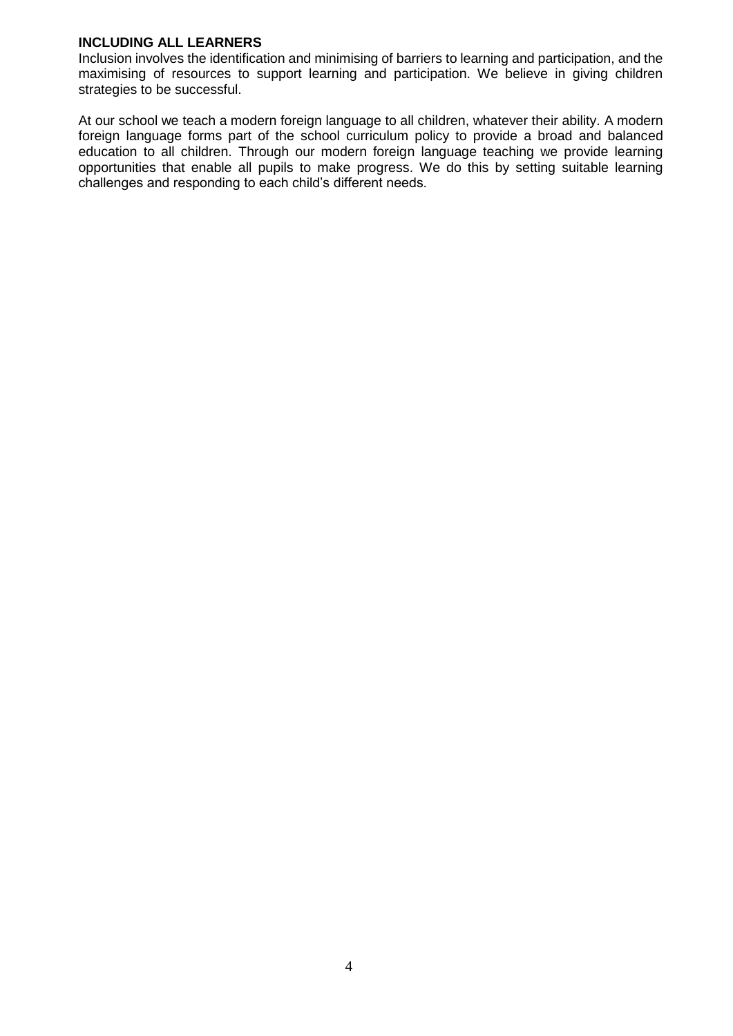**INCLUDING ALL LEARNERS**

Inclusion involves the identification and minimising of barriers to learning and participation, and the maximising of resources to support learning and participation. We believe in giving children strategies to be successful.

At our school we teach a modern foreign language to all children, whatever their ability. A modern foreign language forms part of the school curriculum policy to provide a broad and balanced education to all children. Through our modern foreign language teaching we provide learning opportunities that enable all pupils to make progress. We do this by setting suitable learning challenges and responding to each child's different needs.